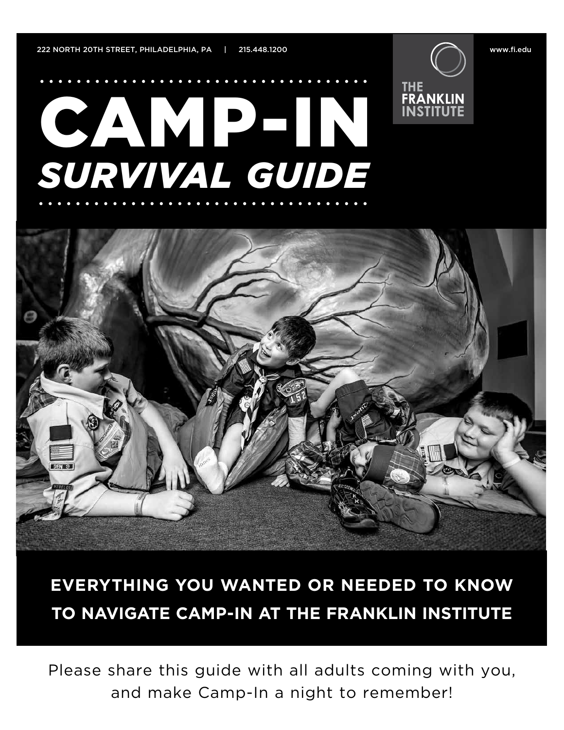222 NORTH 20TH STREET, PHILADELPHIA, PA | 215.448.1200

www.fi.edu

THE FRANKLIN INSTITUTE

# CAMP-IN
# *SURVIVAL GUIDE*

**EVERYTHING YOU WANTED OR NEEDED TO KNOW TO NAVIGATE CAMP-IN AT THE FRANKLIN INSTITUTE**

Please share this guide with all adults coming with you, and make Camp-In a night to remember!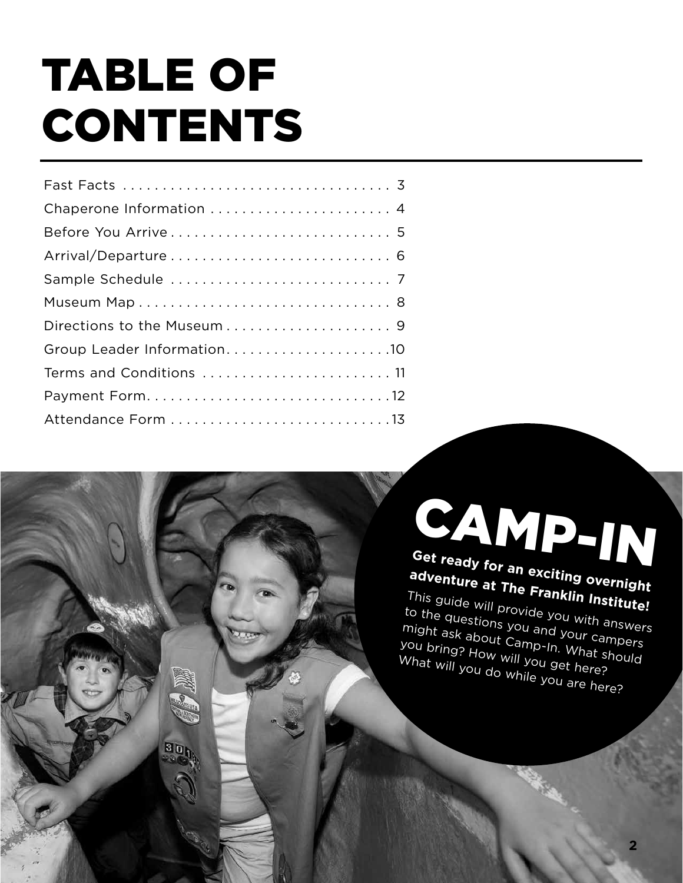# TABLE OF CONTENTS

| | |
|---|---|
| Fast Facts | 3 |
| Chaperone Information | 4 |
| Before You Arrive | 5 |
| Arrival/Departure | 6 |
| Sample Schedule | 7 |
| Museum Map | 8 |
| Directions to the Museum | 9 |
| Group Leader Information | 10 |
| Terms and Conditions | 11 |
| Payment Form | 12 |
| Attendance Form | 13 |

## CAMP-IN

**Get ready for an exciting overnight adventure at The Franklin Institute!**

This guide will provide you with answers to the questions you and your campers might ask about Camp-In. What should you bring? How will you get here? What will you do while you are here?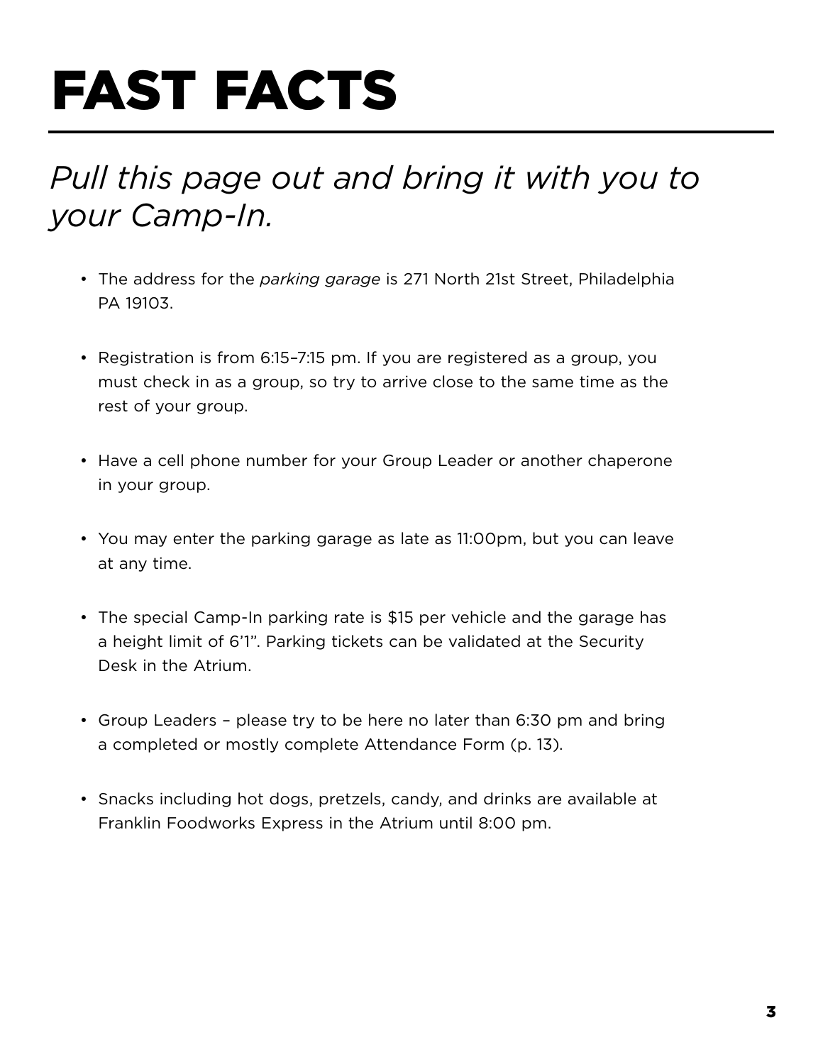# FAST FACTS

*Pull this page out and bring it with you to your Camp-In.*

- The address for the *parking garage* is 271 North 21st Street, Philadelphia PA 19103.
- Registration is from 6:15–7:15 pm. If you are registered as a group, you must check in as a group, so try to arrive close to the same time as the rest of your group.
- Have a cell phone number for your Group Leader or another chaperone in your group.
- You may enter the parking garage as late as 11:00pm, but you can leave at any time.
- The special Camp-In parking rate is $15 per vehicle and the garage has a height limit of 6'1". Parking tickets can be validated at the Security Desk in the Atrium.
- Group Leaders – please try to be here no later than 6:30 pm and bring a completed or mostly complete Attendance Form (p. 13).
- Snacks including hot dogs, pretzels, candy, and drinks are available at Franklin Foodworks Express in the Atrium until 8:00 pm.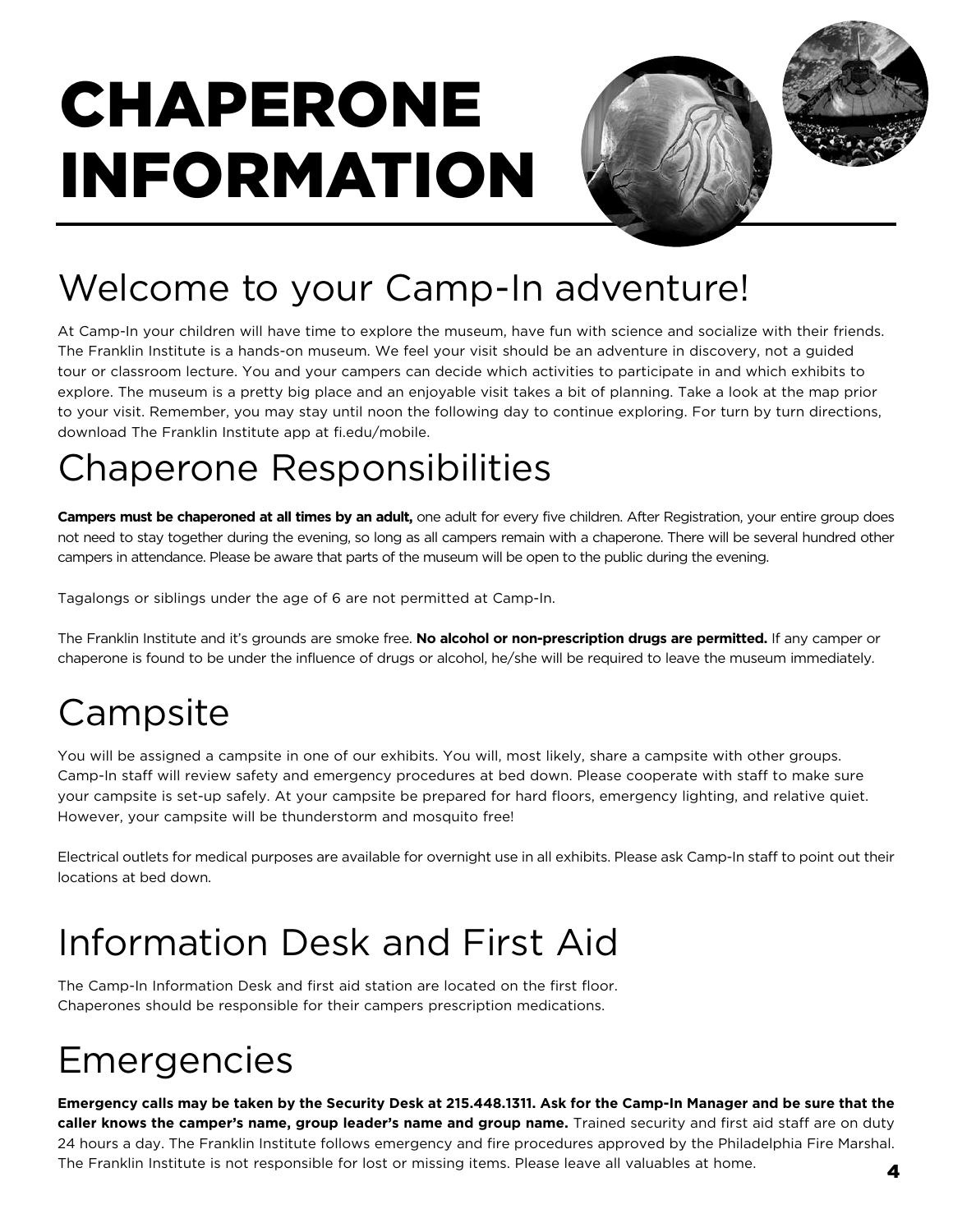# CHAPERONE INFORMATION

## Welcome to your Camp-In adventure!

At Camp-In your children will have time to explore the museum, have fun with science and socialize with their friends. The Franklin Institute is a hands-on museum. We feel your visit should be an adventure in discovery, not a guided tour or classroom lecture. You and your campers can decide which activities to participate in and which exhibits to explore. The museum is a pretty big place and an enjoyable visit takes a bit of planning. Take a look at the map prior to your visit. Remember, you may stay until noon the following day to continue exploring. For turn by turn directions, download The Franklin Institute app at fi.edu/mobile.

## Chaperone Responsibilities

**Campers must be chaperoned at all times by an adult,** one adult for every five children. After Registration, your entire group does not need to stay together during the evening, so long as all campers remain with a chaperone. There will be several hundred other campers in attendance. Please be aware that parts of the museum will be open to the public during the evening.

Tagalongs or siblings under the age of 6 are not permitted at Camp-In.

The Franklin Institute and it's grounds are smoke free. **No alcohol or non-prescription drugs are permitted.** If any camper or chaperone is found to be under the influence of drugs or alcohol, he/she will be required to leave the museum immediately.

## Campsite

You will be assigned a campsite in one of our exhibits. You will, most likely, share a campsite with other groups. Camp-In staff will review safety and emergency procedures at bed down. Please cooperate with staff to make sure your campsite is set-up safely. At your campsite be prepared for hard floors, emergency lighting, and relative quiet. However, your campsite will be thunderstorm and mosquito free!

Electrical outlets for medical purposes are available for overnight use in all exhibits. Please ask Camp-In staff to point out their locations at bed down.

## Information Desk and First Aid

The Camp-In Information Desk and first aid station are located on the first floor.
Chaperones should be responsible for their campers prescription medications.

## Emergencies

**Emergency calls may be taken by the Security Desk at 215.448.1311. Ask for the Camp-In Manager and be sure that the caller knows the camper's name, group leader's name and group name.** Trained security and first aid staff are on duty 24 hours a day. The Franklin Institute follows emergency and fire procedures approved by the Philadelphia Fire Marshal. The Franklin Institute is not responsible for lost or missing items. Please leave all valuables at home.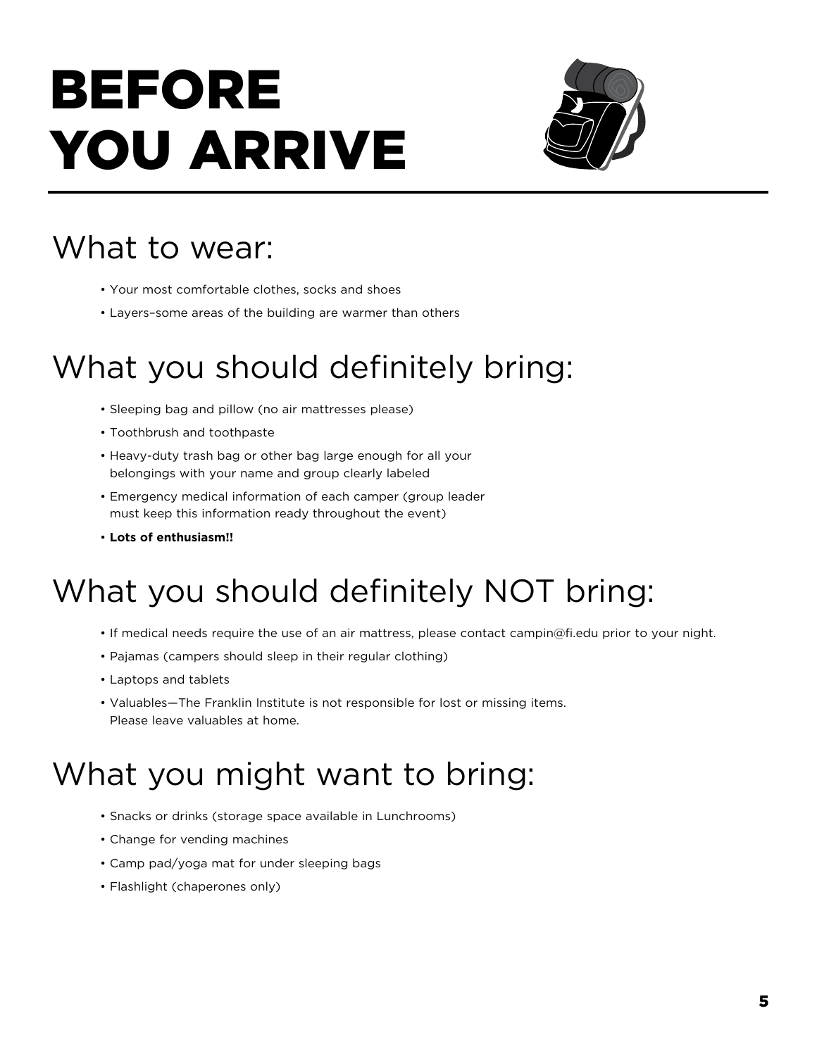# BEFORE YOU ARRIVE

## What to wear:

- Your most comfortable clothes, socks and shoes
- Layers–some areas of the building are warmer than others

## What you should definitely bring:

- Sleeping bag and pillow (no air mattresses please)
- Toothbrush and toothpaste
- Heavy-duty trash bag or other bag large enough for all your belongings with your name and group clearly labeled
- Emergency medical information of each camper (group leader must keep this information ready throughout the event)
- **Lots of enthusiasm!!**

## What you should definitely NOT bring:

- If medical needs require the use of an air mattress, please contact campin@fi.edu prior to your night.
- Pajamas (campers should sleep in their regular clothing)
- Laptops and tablets
- Valuables—The Franklin Institute is not responsible for lost or missing items. Please leave valuables at home.

## What you might want to bring:

- Snacks or drinks (storage space available in Lunchrooms)
- Change for vending machines
- Camp pad/yoga mat for under sleeping bags
- Flashlight (chaperones only)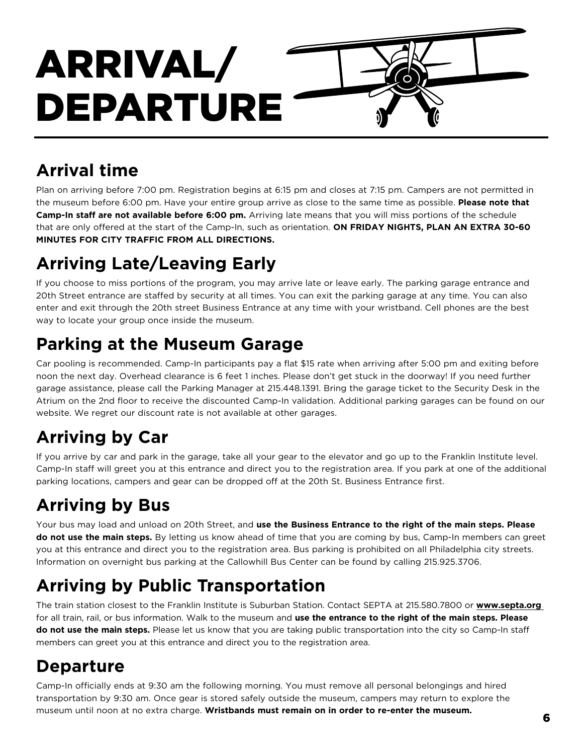# ARRIVAL/ DEPARTURE

## Arrival time

Plan on arriving before 7:00 pm. Registration begins at 6:15 pm and closes at 7:15 pm. Campers are not permitted in the museum before 6:00 pm. Have your entire group arrive as close to the same time as possible. **Please note that Camp-In staff are not available before 6:00 pm.** Arriving late means that you will miss portions of the schedule that are only offered at the start of the Camp-In, such as orientation. **ON FRIDAY NIGHTS, PLAN AN EXTRA 30-60 MINUTES FOR CITY TRAFFIC FROM ALL DIRECTIONS.**

## Arriving Late/Leaving Early

If you choose to miss portions of the program, you may arrive late or leave early. The parking garage entrance and 20th Street entrance are staffed by security at all times. You can exit the parking garage at any time. You can also enter and exit through the 20th street Business Entrance at any time with your wristband. Cell phones are the best way to locate your group once inside the museum.

## Parking at the Museum Garage

Car pooling is recommended. Camp-In participants pay a flat $15 rate when arriving after 5:00 pm and exiting before noon the next day. Overhead clearance is 6 feet 1 inches. Please don't get stuck in the doorway! If you need further garage assistance, please call the Parking Manager at 215.448.1391. Bring the garage ticket to the Security Desk in the Atrium on the 2nd floor to receive the discounted Camp-In validation. Additional parking garages can be found on our website. We regret our discount rate is not available at other garages.

## Arriving by Car

If you arrive by car and park in the garage, take all your gear to the elevator and go up to the Franklin Institute level. Camp-In staff will greet you at this entrance and direct you to the registration area. If you park at one of the additional parking locations, campers and gear can be dropped off at the 20th St. Business Entrance first.

## Arriving by Bus

Your bus may load and unload on 20th Street, and **use the Business Entrance to the right of the main steps. Please do not use the main steps.** By letting us know ahead of time that you are coming by bus, Camp-In members can greet you at this entrance and direct you to the registration area. Bus parking is prohibited on all Philadelphia city streets. Information on overnight bus parking at the Callowhill Bus Center can be found by calling 215.925.3706.

## Arriving by Public Transportation

The train station closest to the Franklin Institute is Suburban Station. Contact SEPTA at 215.580.7800 or **www.septa.org** for all train, rail, or bus information. Walk to the museum and **use the entrance to the right of the main steps. Please do not use the main steps.** Please let us know that you are taking public transportation into the city so Camp-In staff members can greet you at this entrance and direct you to the registration area.

## Departure

Camp-In officially ends at 9:30 am the following morning. You must remove all personal belongings and hired transportation by 9:30 am. Once gear is stored safely outside the museum, campers may return to explore the museum until noon at no extra charge. **Wristbands must remain on in order to re-enter the museum.**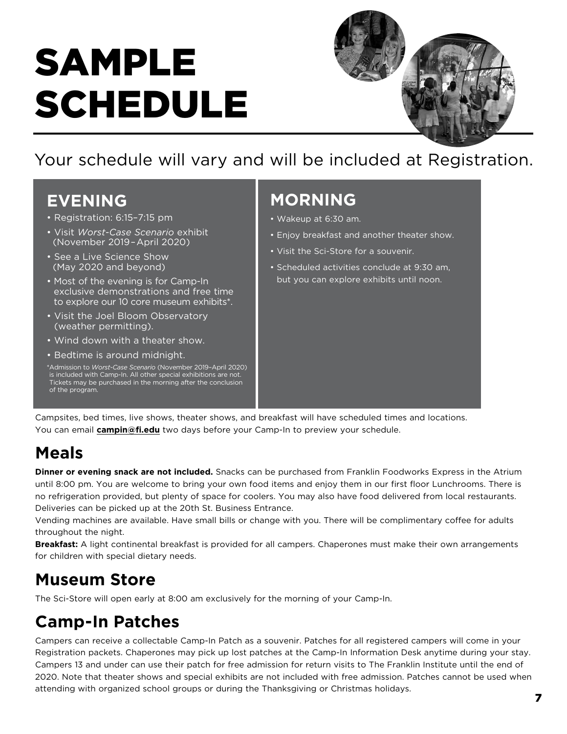# SAMPLE SCHEDULE

Your schedule will vary and will be included at Registration.

## EVENING

- Registration: 6:15–7:15 pm
- Visit *Worst-Case Scenario* exhibit (November 2019–April 2020)
- See a Live Science Show (May 2020 and beyond)
- Most of the evening is for Camp-In exclusive demonstrations and free time to explore our 10 core museum exhibits*.
- Visit the Joel Bloom Observatory (weather permitting).
- Wind down with a theater show.
- Bedtime is around midnight.

*Admission to *Worst-Case Scenario* (November 2019–April 2020) is included with Camp-In. All other special exhibitions are not. Tickets may be purchased in the morning after the conclusion of the program.

## MORNING

- Wakeup at 6:30 am.
- Enjoy breakfast and another theater show.
- Visit the Sci-Store for a souvenir.
- Scheduled activities conclude at 9:30 am, but you can explore exhibits until noon.

Campsites, bed times, live shows, theater shows, and breakfast will have scheduled times and locations. You can email **campin@fi.edu** two days before your Camp-In to preview your schedule.

## Meals

**Dinner or evening snack are not included.** Snacks can be purchased from Franklin Foodworks Express in the Atrium until 8:00 pm. You are welcome to bring your own food items and enjoy them in our first floor Lunchrooms. There is no refrigeration provided, but plenty of space for coolers. You may also have food delivered from local restaurants. Deliveries can be picked up at the 20th St. Business Entrance.

Vending machines are available. Have small bills or change with you. There will be complimentary coffee for adults throughout the night.

**Breakfast:** A light continental breakfast is provided for all campers. Chaperones must make their own arrangements for children with special dietary needs.

## Museum Store

The Sci-Store will open early at 8:00 am exclusively for the morning of your Camp-In.

## Camp-In Patches

Campers can receive a collectable Camp-In Patch as a souvenir. Patches for all registered campers will come in your Registration packets. Chaperones may pick up lost patches at the Camp-In Information Desk anytime during your stay. Campers 13 and under can use their patch for free admission for return visits to The Franklin Institute until the end of 2020. Note that theater shows and special exhibits are not included with free admission. Patches cannot be used when attending with organized school groups or during the Thanksgiving or Christmas holidays.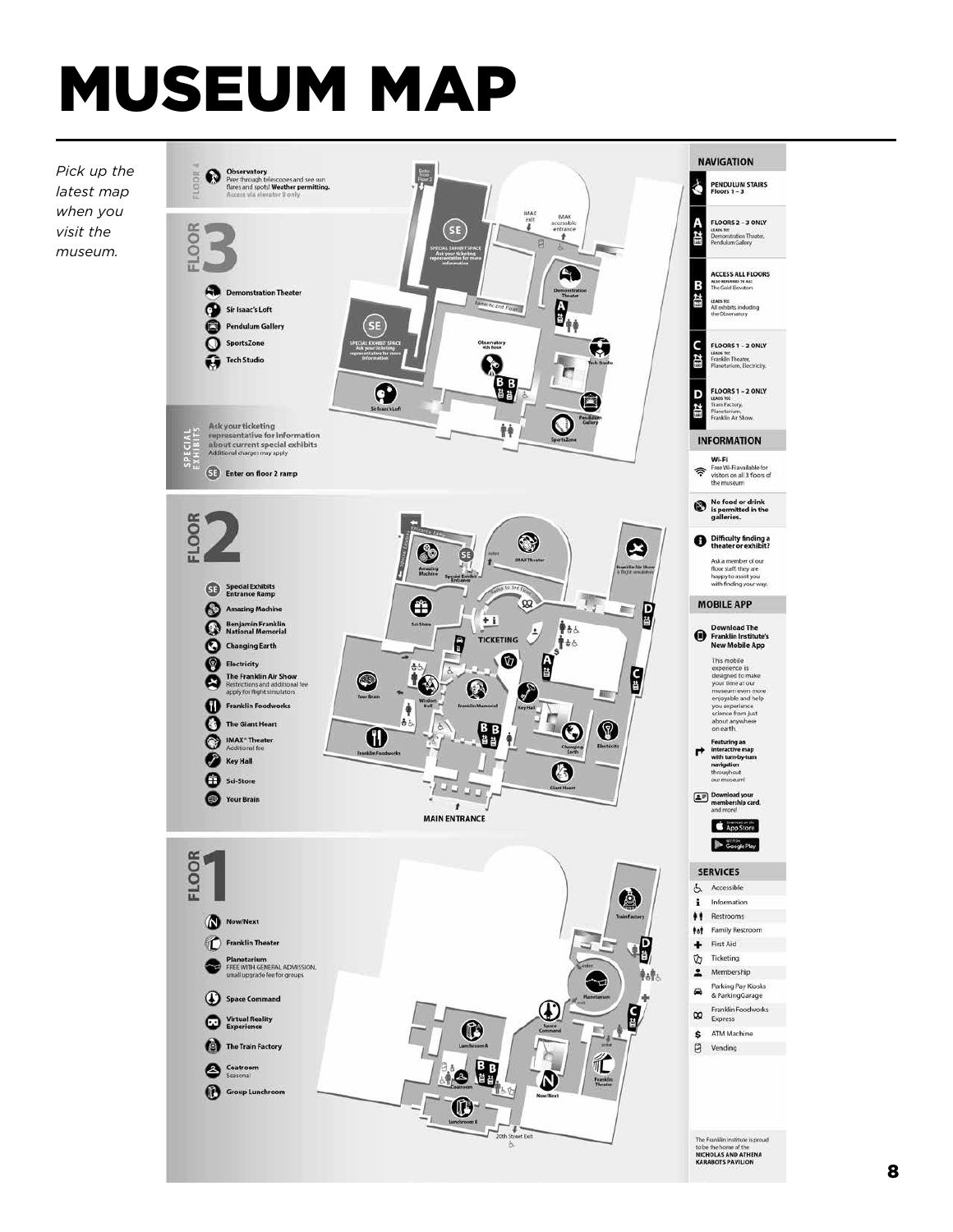# MUSEUM MAP

*Pick up the latest map when you visit the museum.*

## FLOOR 4

**Observatory** — Peer through telescopes and see sun flares and spots! **Weather permitting.** Access via elevator B only

## FLOOR 3

- Demonstration Theater
- Sir Isaac's Loft
- Pendulum Gallery
- SportsZone
- Tech Studio

### SPECIAL EXHIBITS

Ask your ticketing representative for information about current special exhibits
Additional charges may apply

(SE) Enter on floor 2 ramp

## FLOOR 2

- (SE) Special Exhibits Entrance Ramp
- Amazing Machine
- Benjamin Franklin National Memorial
- Changing Earth
- Electricity
- The Franklin Air Show — Restrictions and additional fee apply for flight simulators
- Franklin Foodworks
- The Giant Heart
- IMAX® Theater — Additional fee
- Key Hall
- Sci-Store
- Your Brain

MAIN ENTRANCE

## FLOOR 1

- (N) Now/Next
- Franklin Theater
- Planetarium — FREE WITH GENERAL ADMISSION, small upgrade fee for groups
- Space Command
- Virtual Reality Experience
- The Train Factory
- Coatroom — Seasonal
- Group Lunchroom

20th Street Exit

## NAVIGATION

- **PENDULUM STAIRS** Floors 1 – 3
- **A — FLOORS 2 – 3 ONLY** — LEADS TO: Demonstration Theater, Pendulum Gallery
- **B — ACCESS ALL FLOORS** — ALSO REFERRED TO AS: The Gold Elevators — LEADS TO: All exhibits including the Observatory
- **C — FLOORS 1 – 2 ONLY** — LEADS TO: Franklin Theater, Planetarium, Electricity.
- **D — FLOORS 1 – 2 ONLY** — LEADS TO: Train Factory, Planetarium, Franklin Air Show.

## INFORMATION

- **Wi-Fi** — Free Wi-Fi available for visitors on all 3 floors of the museum
- **No food or drink is permitted in the galleries.**
- **Difficulty finding a theater or exhibit?** — Ask a member of our floor staff, they are happy to assist you with finding your way.

## MOBILE APP

**Download The Franklin Institute's New Mobile App**

This mobile experience is designed to make your time at our museum even more enjoyable and help you experience science from just about anywhere on earth.

**Featuring an interactive map with turn-by-turn navigation** throughout our museum!

**Download your membership card**, and more!

App Store | Google Play

## SERVICES

- Accessible
- Information
- Restrooms
- Family Restroom
- First Aid
- Ticketing
- Membership
- Parking Pay Kiosks & Parking Garage
- Franklin Foodworks Express
- ATM Machine
- Vending

The Franklin Institute is proud to be the home of the **NICHOLAS AND ATHENA KARABOTS PAVILION**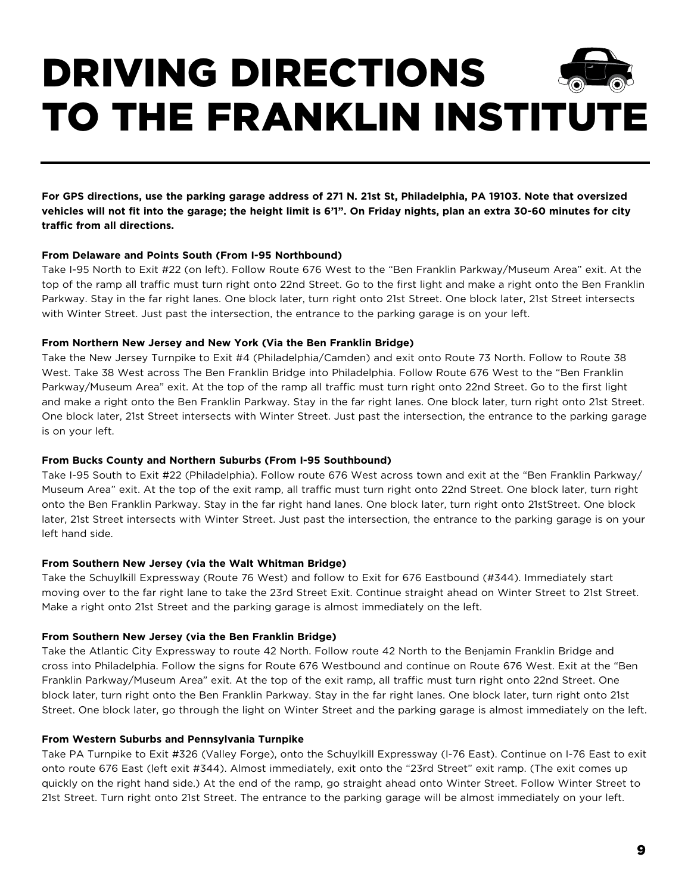# DRIVING DIRECTIONS TO THE FRANKLIN INSTITUTE

**For GPS directions, use the parking garage address of 271 N. 21st St, Philadelphia, PA 19103. Note that oversized vehicles will not fit into the garage; the height limit is 6'1". On Friday nights, plan an extra 30-60 minutes for city traffic from all directions.**

**From Delaware and Points South (From I-95 Northbound)**

Take I-95 North to Exit #22 (on left). Follow Route 676 West to the "Ben Franklin Parkway/Museum Area" exit. At the top of the ramp all traffic must turn right onto 22nd Street. Go to the first light and make a right onto the Ben Franklin Parkway. Stay in the far right lanes. One block later, turn right onto 21st Street. One block later, 21st Street intersects with Winter Street. Just past the intersection, the entrance to the parking garage is on your left.

**From Northern New Jersey and New York (Via the Ben Franklin Bridge)**

Take the New Jersey Turnpike to Exit #4 (Philadelphia/Camden) and exit onto Route 73 North. Follow to Route 38 West. Take 38 West across The Ben Franklin Bridge into Philadelphia. Follow Route 676 West to the "Ben Franklin Parkway/Museum Area" exit. At the top of the ramp all traffic must turn right onto 22nd Street. Go to the first light and make a right onto the Ben Franklin Parkway. Stay in the far right lanes. One block later, turn right onto 21st Street. One block later, 21st Street intersects with Winter Street. Just past the intersection, the entrance to the parking garage is on your left.

**From Bucks County and Northern Suburbs (From I-95 Southbound)**

Take I-95 South to Exit #22 (Philadelphia). Follow route 676 West across town and exit at the "Ben Franklin Parkway/ Museum Area" exit. At the top of the exit ramp, all traffic must turn right onto 22nd Street. One block later, turn right onto the Ben Franklin Parkway. Stay in the far right hand lanes. One block later, turn right onto 21stStreet. One block later, 21st Street intersects with Winter Street. Just past the intersection, the entrance to the parking garage is on your left hand side.

**From Southern New Jersey (via the Walt Whitman Bridge)**

Take the Schuylkill Expressway (Route 76 West) and follow to Exit for 676 Eastbound (#344). Immediately start moving over to the far right lane to take the 23rd Street Exit. Continue straight ahead on Winter Street to 21st Street. Make a right onto 21st Street and the parking garage is almost immediately on the left.

**From Southern New Jersey (via the Ben Franklin Bridge)**

Take the Atlantic City Expressway to route 42 North. Follow route 42 North to the Benjamin Franklin Bridge and cross into Philadelphia. Follow the signs for Route 676 Westbound and continue on Route 676 West. Exit at the "Ben Franklin Parkway/Museum Area" exit. At the top of the exit ramp, all traffic must turn right onto 22nd Street. One block later, turn right onto the Ben Franklin Parkway. Stay in the far right lanes. One block later, turn right onto 21st Street. One block later, go through the light on Winter Street and the parking garage is almost immediately on the left.

**From Western Suburbs and Pennsylvania Turnpike**

Take PA Turnpike to Exit #326 (Valley Forge), onto the Schuylkill Expressway (I-76 East). Continue on I-76 East to exit onto route 676 East (left exit #344). Almost immediately, exit onto the "23rd Street" exit ramp. (The exit comes up quickly on the right hand side.) At the end of the ramp, go straight ahead onto Winter Street. Follow Winter Street to 21st Street. Turn right onto 21st Street. The entrance to the parking garage will be almost immediately on your left.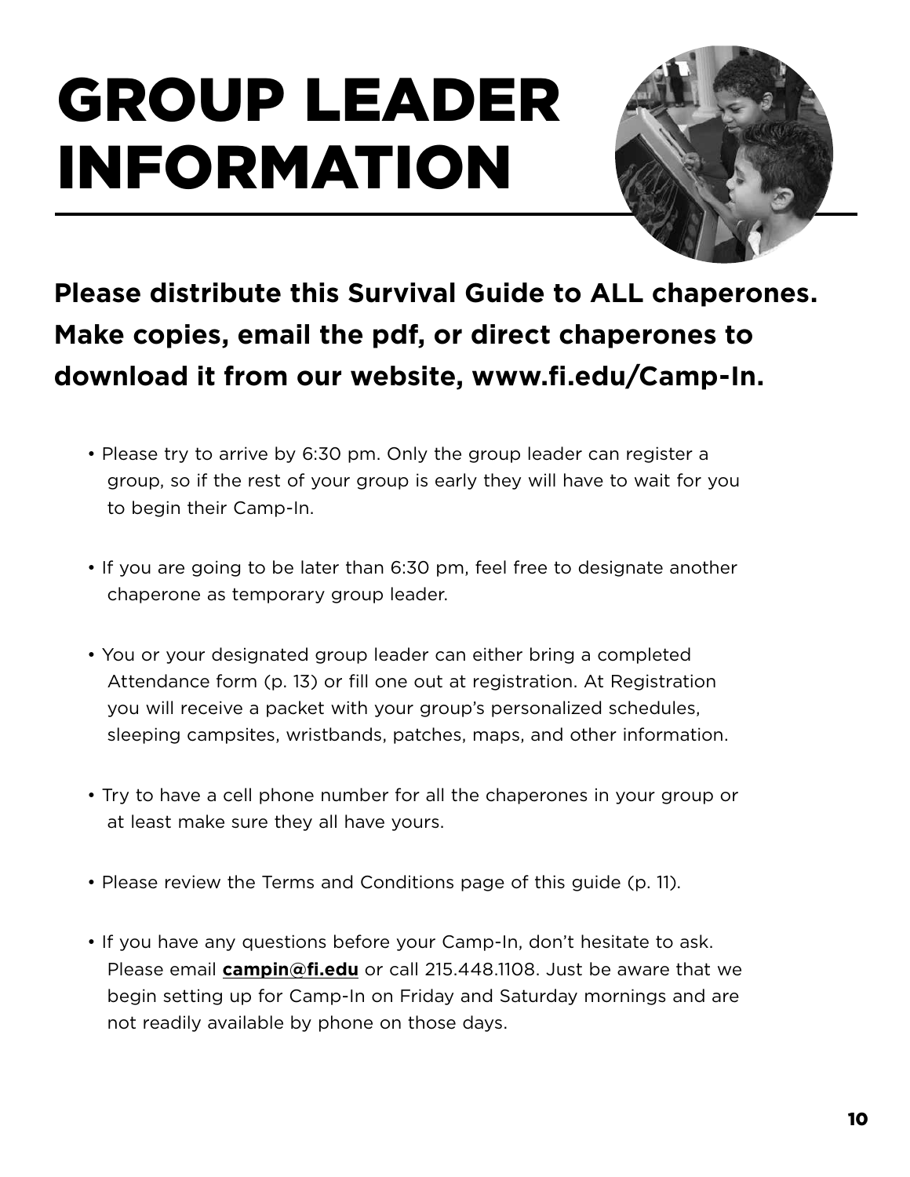# GROUP LEADER INFORMATION

**Please distribute this Survival Guide to ALL chaperones. Make copies, email the pdf, or direct chaperones to download it from our website, www.fi.edu/Camp-In.**

- Please try to arrive by 6:30 pm. Only the group leader can register a group, so if the rest of your group is early they will have to wait for you to begin their Camp-In.
- If you are going to be later than 6:30 pm, feel free to designate another chaperone as temporary group leader.
- You or your designated group leader can either bring a completed Attendance form (p. 13) or fill one out at registration. At Registration you will receive a packet with your group's personalized schedules, sleeping campsites, wristbands, patches, maps, and other information.
- Try to have a cell phone number for all the chaperones in your group or at least make sure they all have yours.
- Please review the Terms and Conditions page of this guide (p. 11).
- If you have any questions before your Camp-In, don't hesitate to ask. Please email **campin@fi.edu** or call 215.448.1108. Just be aware that we begin setting up for Camp-In on Friday and Saturday mornings and are not readily available by phone on those days.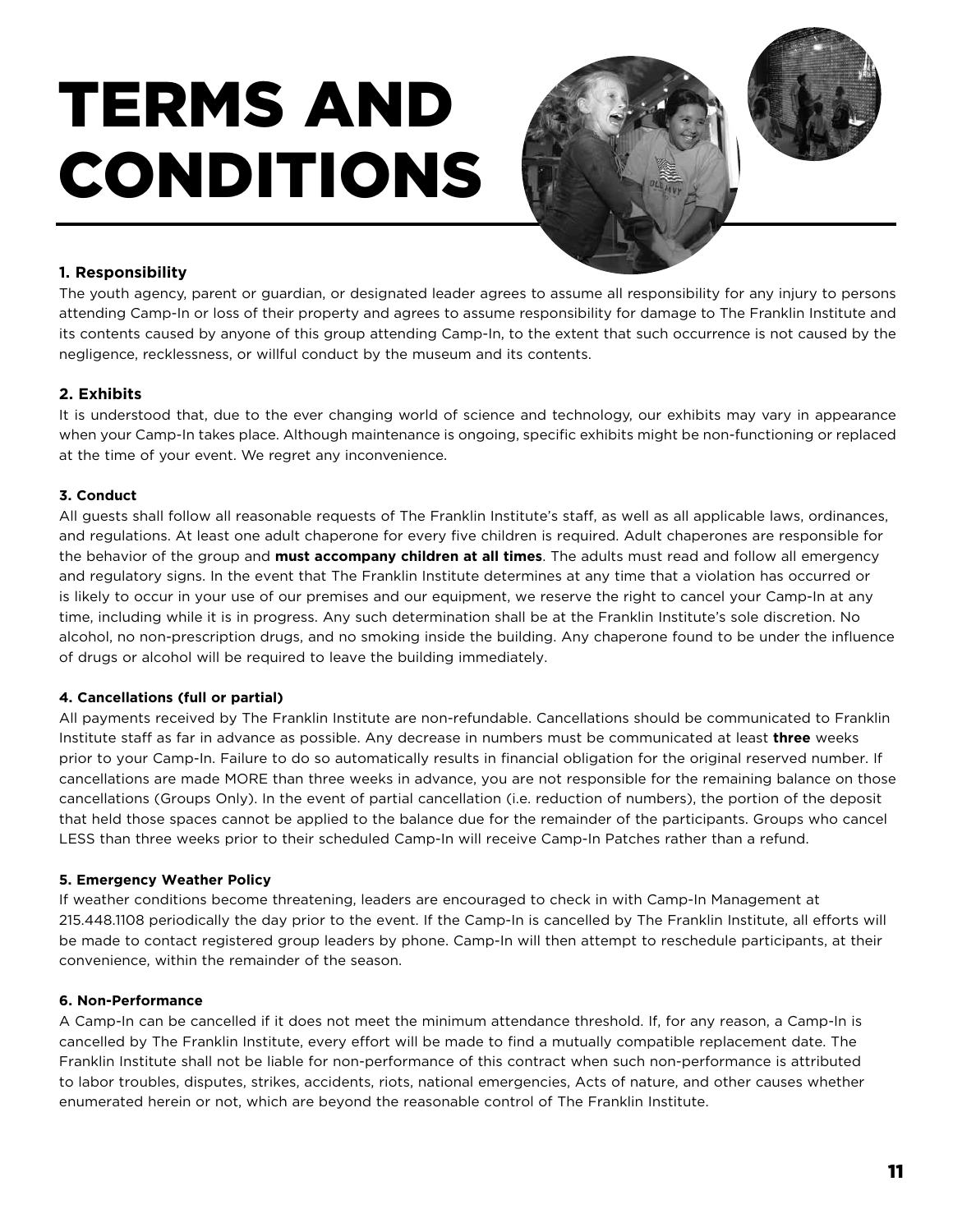# TERMS AND CONDITIONS

### 1. Responsibility

The youth agency, parent or guardian, or designated leader agrees to assume all responsibility for any injury to persons attending Camp-In or loss of their property and agrees to assume responsibility for damage to The Franklin Institute and its contents caused by anyone of this group attending Camp-In, to the extent that such occurrence is not caused by the negligence, recklessness, or willful conduct by the museum and its contents.

### 2. Exhibits

It is understood that, due to the ever changing world of science and technology, our exhibits may vary in appearance when your Camp-In takes place. Although maintenance is ongoing, specific exhibits might be non-functioning or replaced at the time of your event. We regret any inconvenience.

### 3. Conduct

All guests shall follow all reasonable requests of The Franklin Institute's staff, as well as all applicable laws, ordinances, and regulations. At least one adult chaperone for every five children is required. Adult chaperones are responsible for the behavior of the group and **must accompany children at all times**. The adults must read and follow all emergency and regulatory signs. In the event that The Franklin Institute determines at any time that a violation has occurred or is likely to occur in your use of our premises and our equipment, we reserve the right to cancel your Camp-In at any time, including while it is in progress. Any such determination shall be at the Franklin Institute's sole discretion. No alcohol, no non-prescription drugs, and no smoking inside the building. Any chaperone found to be under the influence of drugs or alcohol will be required to leave the building immediately.

### 4. Cancellations (full or partial)

All payments received by The Franklin Institute are non-refundable. Cancellations should be communicated to Franklin Institute staff as far in advance as possible. Any decrease in numbers must be communicated at least **three** weeks prior to your Camp-In. Failure to do so automatically results in financial obligation for the original reserved number. If cancellations are made MORE than three weeks in advance, you are not responsible for the remaining balance on those cancellations (Groups Only). In the event of partial cancellation (i.e. reduction of numbers), the portion of the deposit that held those spaces cannot be applied to the balance due for the remainder of the participants. Groups who cancel LESS than three weeks prior to their scheduled Camp-In will receive Camp-In Patches rather than a refund.

### 5. Emergency Weather Policy

If weather conditions become threatening, leaders are encouraged to check in with Camp-In Management at 215.448.1108 periodically the day prior to the event. If the Camp-In is cancelled by The Franklin Institute, all efforts will be made to contact registered group leaders by phone. Camp-In will then attempt to reschedule participants, at their convenience, within the remainder of the season.

### 6. Non-Performance

A Camp-In can be cancelled if it does not meet the minimum attendance threshold. If, for any reason, a Camp-In is cancelled by The Franklin Institute, every effort will be made to find a mutually compatible replacement date. The Franklin Institute shall not be liable for non-performance of this contract when such non-performance is attributed to labor troubles, disputes, strikes, accidents, riots, national emergencies, Acts of nature, and other causes whether enumerated herein or not, which are beyond the reasonable control of The Franklin Institute.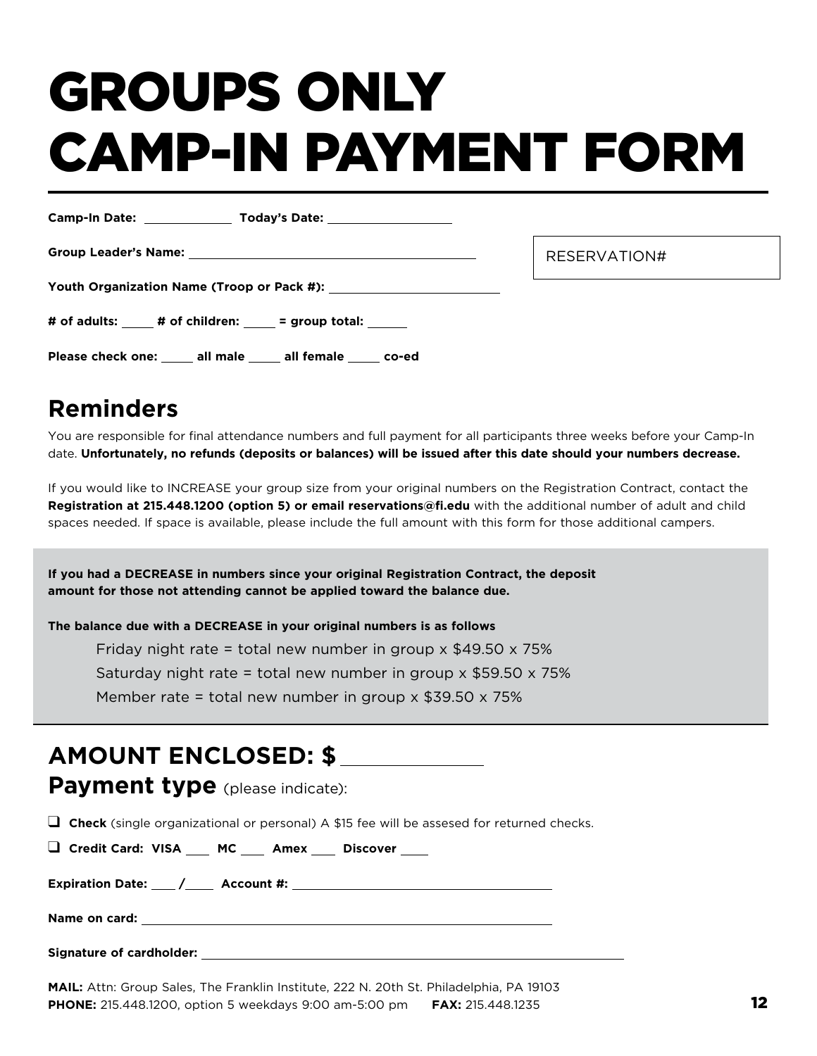# GROUPS ONLY CAMP-IN PAYMENT FORM

**Camp-In Date:** ____________ **Today's Date:** ________________

**Group Leader's Name:** ______________________________________

RESERVATION#

**Youth Organization Name (Troop or Pack #):** ______________________

**# of adults:** ____ **# of children:** ____ **= group total:** _____

**Please check one:** ____ **all male** ____ **all female** ____ **co-ed**

## Reminders

You are responsible for final attendance numbers and full payment for all participants three weeks before your Camp-In date. **Unfortunately, no refunds (deposits or balances) will be issued after this date should your numbers decrease.**

If you would like to INCREASE your group size from your original numbers on the Registration Contract, contact the **Registration at 215.448.1200 (option 5) or email reservations@fi.edu** with the additional number of adult and child spaces needed. If space is available, please include the full amount with this form for those additional campers.

**If you had a DECREASE in numbers since your original Registration Contract, the deposit amount for those not attending cannot be applied toward the balance due.**

**The balance due with a DECREASE in your original numbers is as follows**

Friday night rate = total new number in group x $49.50 x 75%

Saturday night rate = total new number in group x $59.50 x 75%

Member rate = total new number in group x $39.50 x 75%

## AMOUNT ENCLOSED: $ ____________

## Payment type (please indicate):

- ❑ **Check** (single organizational or personal) A $15 fee will be assesed for returned checks.
- ❑ **Credit Card: VISA** ___ **MC** ___ **Amex** ___ **Discover** ___

**Expiration Date:** ___ / ___ **Account #:** ______________________________

**Name on card:** ______________________________________________

**Signature of cardholder:** _______________________________________________

**MAIL:** Attn: Group Sales, The Franklin Institute, 222 N. 20th St. Philadelphia, PA 19103
**PHONE:** 215.448.1200, option 5 weekdays 9:00 am-5:00 pm **FAX:** 215.448.1235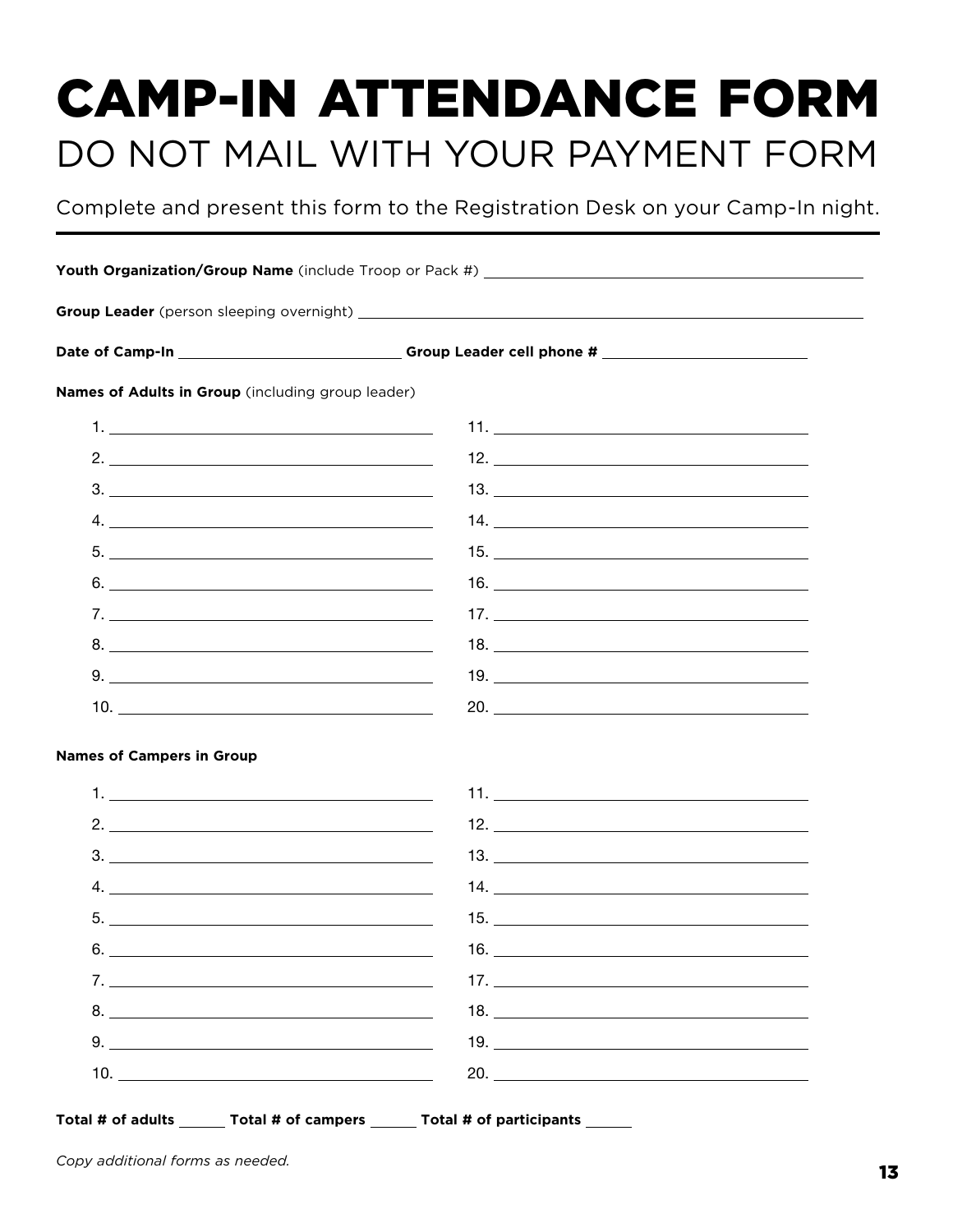# CAMP-IN ATTENDANCE FORM

## DO NOT MAIL WITH YOUR PAYMENT FORM

Complete and present this form to the Registration Desk on your Camp-In night.

---

**Youth Organization/Group Name** (include Troop or Pack #) ______________________________

**Group Leader** (person sleeping overnight) ______________________________

**Date of Camp-In** ____________________ **Group Leader cell phone #** ____________________

**Names of Adults in Group** (including group leader)

1. ______________________________
2. ______________________________
3. ______________________________
4. ______________________________
5. ______________________________
6. ______________________________
7. ______________________________
8. ______________________________
9. ______________________________
10. ______________________________
11. ______________________________
12. ______________________________
13. ______________________________
14. ______________________________
15. ______________________________
16. ______________________________
17. ______________________________
18. ______________________________
19. ______________________________
20. ______________________________

**Names of Campers in Group**

1. ______________________________
2. ______________________________
3. ______________________________
4. ______________________________
5. ______________________________
6. ______________________________
7. ______________________________
8. ______________________________
9. ______________________________
10. ______________________________
11. ______________________________
12. ______________________________
13. ______________________________
14. ______________________________
15. ______________________________
16. ______________________________
17. ______________________________
18. ______________________________
19. ______________________________
20. ______________________________

**Total # of adults** ______ **Total # of campers** ______ **Total # of participants** ______

*Copy additional forms as needed.*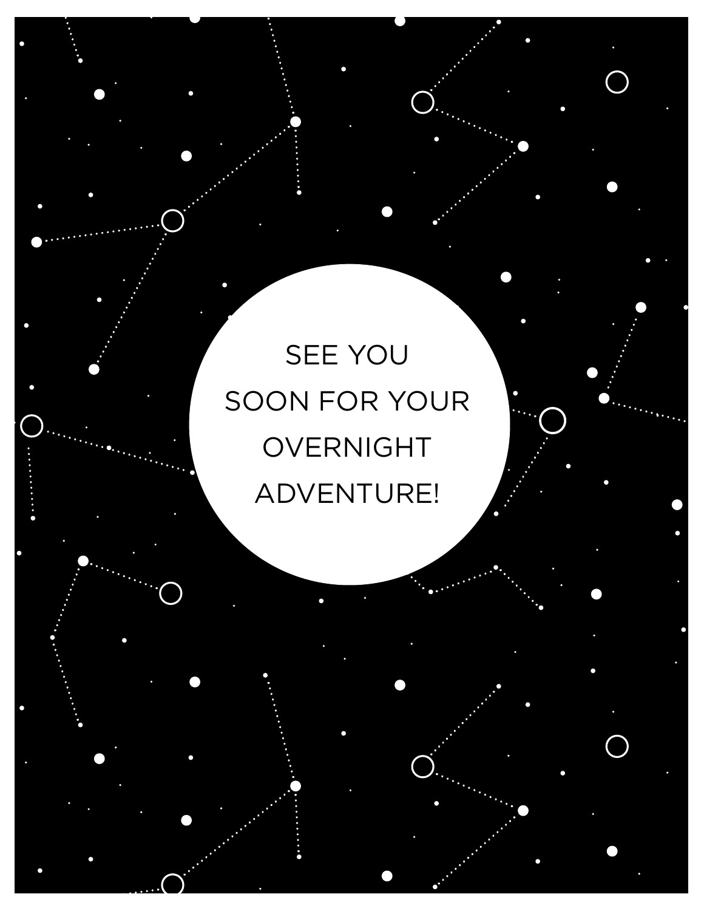SEE YOU
SOON FOR YOUR
OVERNIGHT
ADVENTURE!